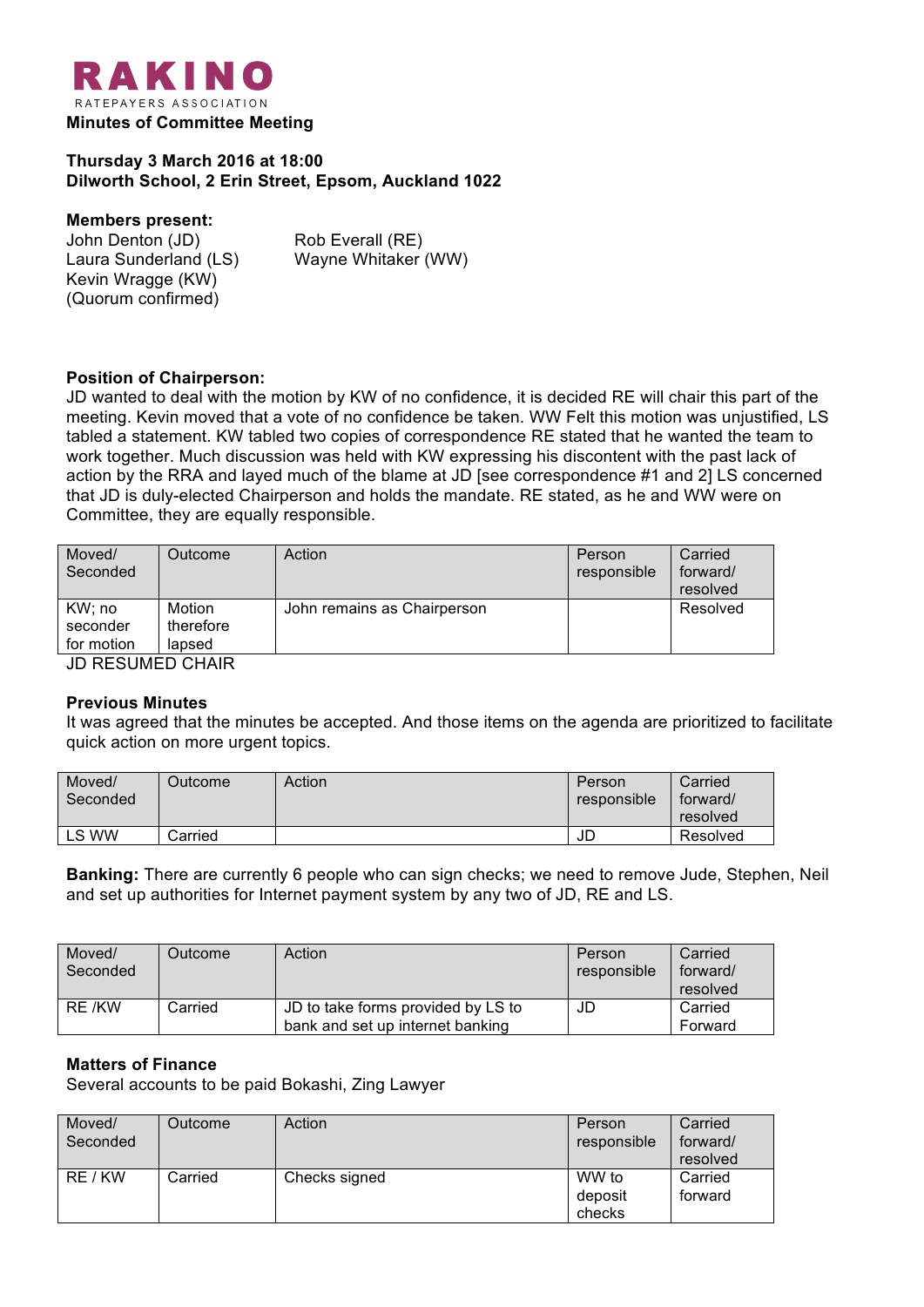# RAKINO

RATEPAYERS ASSOCIATION

**Minutes of Committee Meeting**

**Thursday 3 March 2016 at 18:00**
**Dilworth School, 2 Erin Street, Epsom, Auckland 1022**

**Members present:**

John Denton (JD)
Laura Sunderland (LS)
Kevin Wragge (KW)
Rob Everall (RE)
Wayne Whitaker (WW)
(Quorum confirmed)

**Position of Chairperson:**
JD wanted to deal with the motion by KW of no confidence, it is decided RE will chair this part of the meeting. Kevin moved that a vote of no confidence be taken. WW Felt this motion was unjustified, LS tabled a statement. KW tabled two copies of correspondence RE stated that he wanted the team to work together. Much discussion was held with KW expressing his discontent with the past lack of action by the RRA and layed much of the blame at JD [see correspondence #1 and 2] LS concerned that JD is duly-elected Chairperson and holds the mandate. RE stated, as he and WW were on Committee, they are equally responsible.

| Moved/ Seconded | Outcome | Action | Person responsible | Carried forward/ resolved |
|---|---|---|---|---|
| KW; no seconder for motion | Motion therefore lapsed | John remains as Chairperson | | Resolved |

JD RESUMED CHAIR

**Previous Minutes**
It was agreed that the minutes be accepted. And those items on the agenda are prioritized to facilitate quick action on more urgent topics.

| Moved/ Seconded | Outcome | Action | Person responsible | Carried forward/ resolved |
|---|---|---|---|---|
| LS WW | Carried | | JD | Resolved |

**Banking:** There are currently 6 people who can sign checks; we need to remove Jude, Stephen, Neil and set up authorities for Internet payment system by any two of JD, RE and LS.

| Moved/ Seconded | Outcome | Action | Person responsible | Carried forward/ resolved |
|---|---|---|---|---|
| RE /KW | Carried | JD to take forms provided by LS to bank and set up internet banking | JD | Carried Forward |

**Matters of Finance**
Several accounts to be paid Bokashi, Zing Lawyer

| Moved/ Seconded | Outcome | Action | Person responsible | Carried forward/ resolved |
|---|---|---|---|---|
| RE / KW | Carried | Checks signed | WW to deposit checks | Carried forward |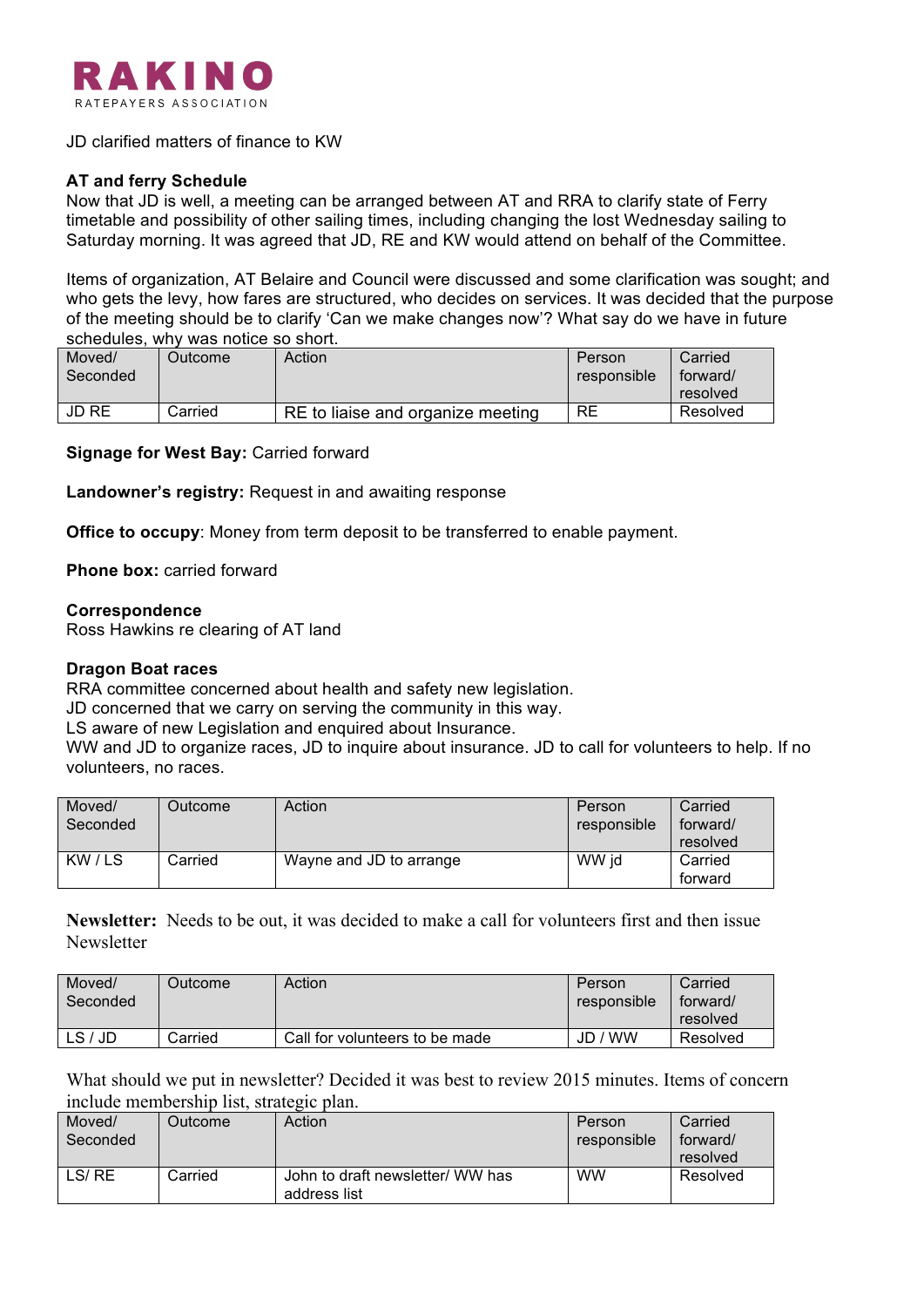RAKINO
RATEPAYERS ASSOCIATION

JD clarified matters of finance to KW

**AT and ferry Schedule**
Now that JD is well, a meeting can be arranged between AT and RRA to clarify state of Ferry timetable and possibility of other sailing times, including changing the lost Wednesday sailing to Saturday morning. It was agreed that JD, RE and KW would attend on behalf of the Committee.

Items of organization, AT Belaire and Council were discussed and some clarification was sought; and who gets the levy, how fares are structured, who decides on services. It was decided that the purpose of the meeting should be to clarify 'Can we make changes now'? What say do we have in future schedules, why was notice so short.

| Moved/ Seconded | Outcome | Action | Person responsible | Carried forward/ resolved |
|---|---|---|---|---|
| JD RE | Carried | RE to liaise and organize meeting | RE | Resolved |

**Signage for West Bay:** Carried forward

**Landowner's registry:** Request in and awaiting response

**Office to occupy**: Money from term deposit to be transferred to enable payment.

**Phone box:** carried forward

**Correspondence**
Ross Hawkins re clearing of AT land

**Dragon Boat races**
RRA committee concerned about health and safety new legislation.
JD concerned that we carry on serving the community in this way.
LS aware of new Legislation and enquired about Insurance.
WW and JD to organize races, JD to inquire about insurance. JD to call for volunteers to help. If no volunteers, no races.

| Moved/ Seconded | Outcome | Action | Person responsible | Carried forward/ resolved |
|---|---|---|---|---|
| KW / LS | Carried | Wayne and JD to arrange | WW jd | Carried forward |

**Newsletter:** Needs to be out, it was decided to make a call for volunteers first and then issue Newsletter

| Moved/ Seconded | Outcome | Action | Person responsible | Carried forward/ resolved |
|---|---|---|---|---|
| LS / JD | Carried | Call for volunteers to be made | JD / WW | Resolved |

What should we put in newsletter? Decided it was best to review 2015 minutes. Items of concern include membership list, strategic plan.

| Moved/ Seconded | Outcome | Action | Person responsible | Carried forward/ resolved |
|---|---|---|---|---|
| LS/ RE | Carried | John to draft newsletter/ WW has address list | WW | Resolved |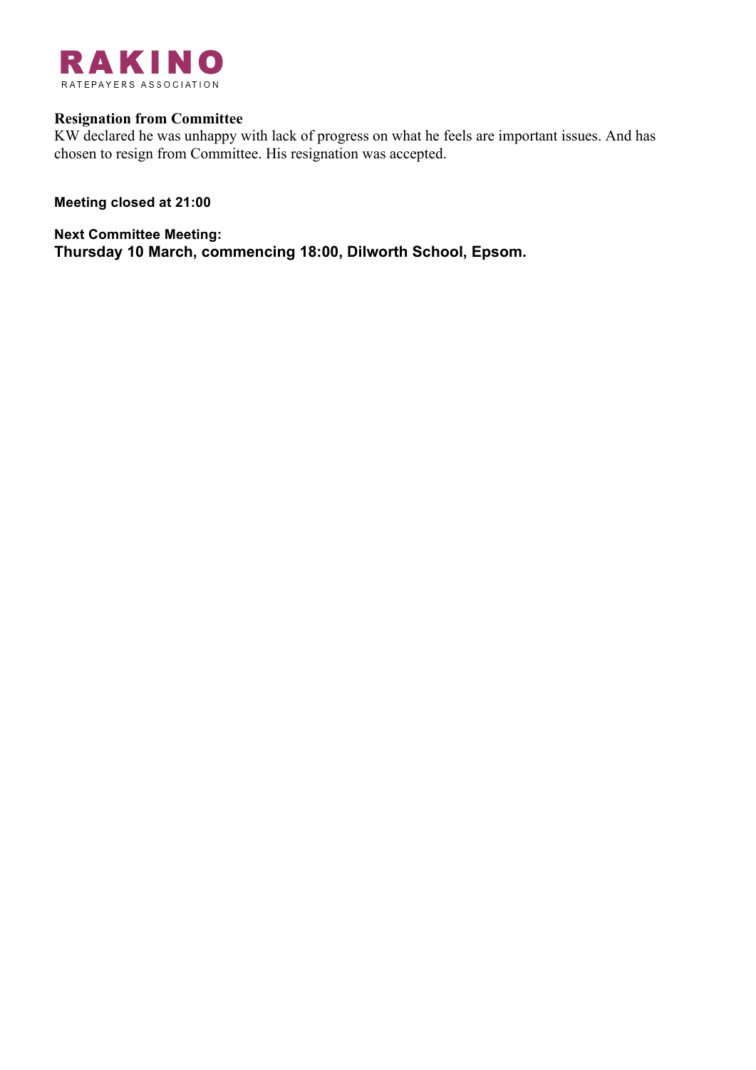**Resignation from Committee**
KW declared he was unhappy with lack of progress on what he feels are important issues. And has chosen to resign from Committee. His resignation was accepted.

**Meeting closed at 21:00**

**Next Committee Meeting:**
**Thursday 10 March, commencing 18:00, Dilworth School, Epsom.**